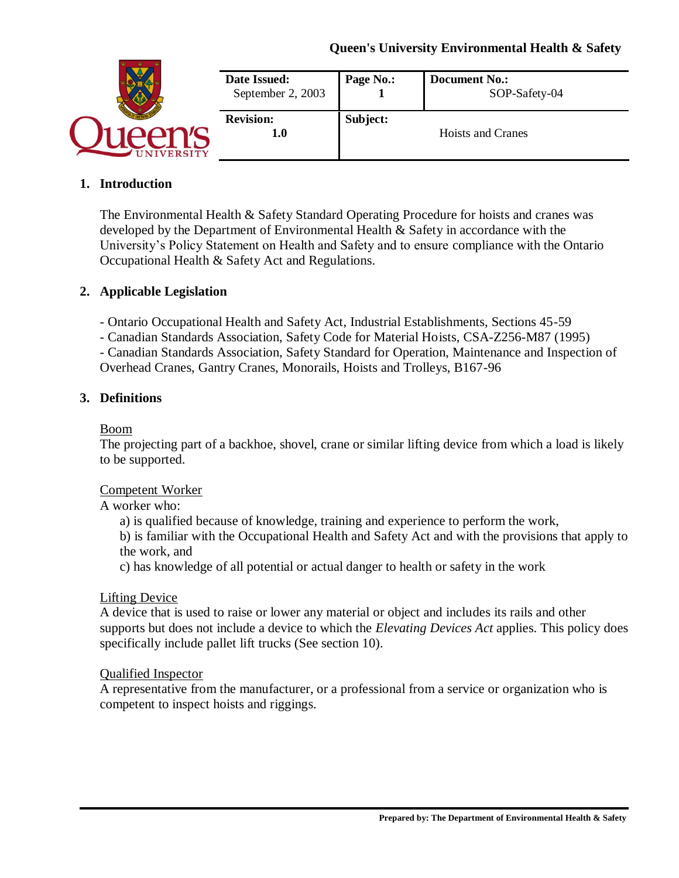**Queen's University Environmental Health & Safety**

| Date Issued: September 2, 2003 | Page No.: 1 | Document No.: SOP-Safety-04 |
| --- | --- | --- |
| Revision: 1.0 | Subject: | Hoists and Cranes |

## 1. Introduction

The Environmental Health & Safety Standard Operating Procedure for hoists and cranes was developed by the Department of Environmental Health & Safety in accordance with the University's Policy Statement on Health and Safety and to ensure compliance with the Ontario Occupational Health & Safety Act and Regulations.

## 2. Applicable Legislation

- Ontario Occupational Health and Safety Act, Industrial Establishments, Sections 45-59
- Canadian Standards Association, Safety Code for Material Hoists, CSA-Z256-M87 (1995)
- Canadian Standards Association, Safety Standard for Operation, Maintenance and Inspection of Overhead Cranes, Gantry Cranes, Monorails, Hoists and Trolleys, B167-96

## 3. Definitions

<u>Boom</u>
The projecting part of a backhoe, shovel, crane or similar lifting device from which a load is likely to be supported.

<u>Competent Worker</u>
A worker who:

a) is qualified because of knowledge, training and experience to perform the work,
b) is familiar with the Occupational Health and Safety Act and with the provisions that apply to the work, and
c) has knowledge of all potential or actual danger to health or safety in the work

<u>Lifting Device</u>
A device that is used to raise or lower any material or object and includes its rails and other supports but does not include a device to which the *Elevating Devices Act* applies. This policy does specifically include pallet lift trucks (See section 10).

<u>Qualified Inspector</u>
A representative from the manufacturer, or a professional from a service or organization who is competent to inspect hoists and riggings.

Prepared by: The Department of Environmental Health & Safety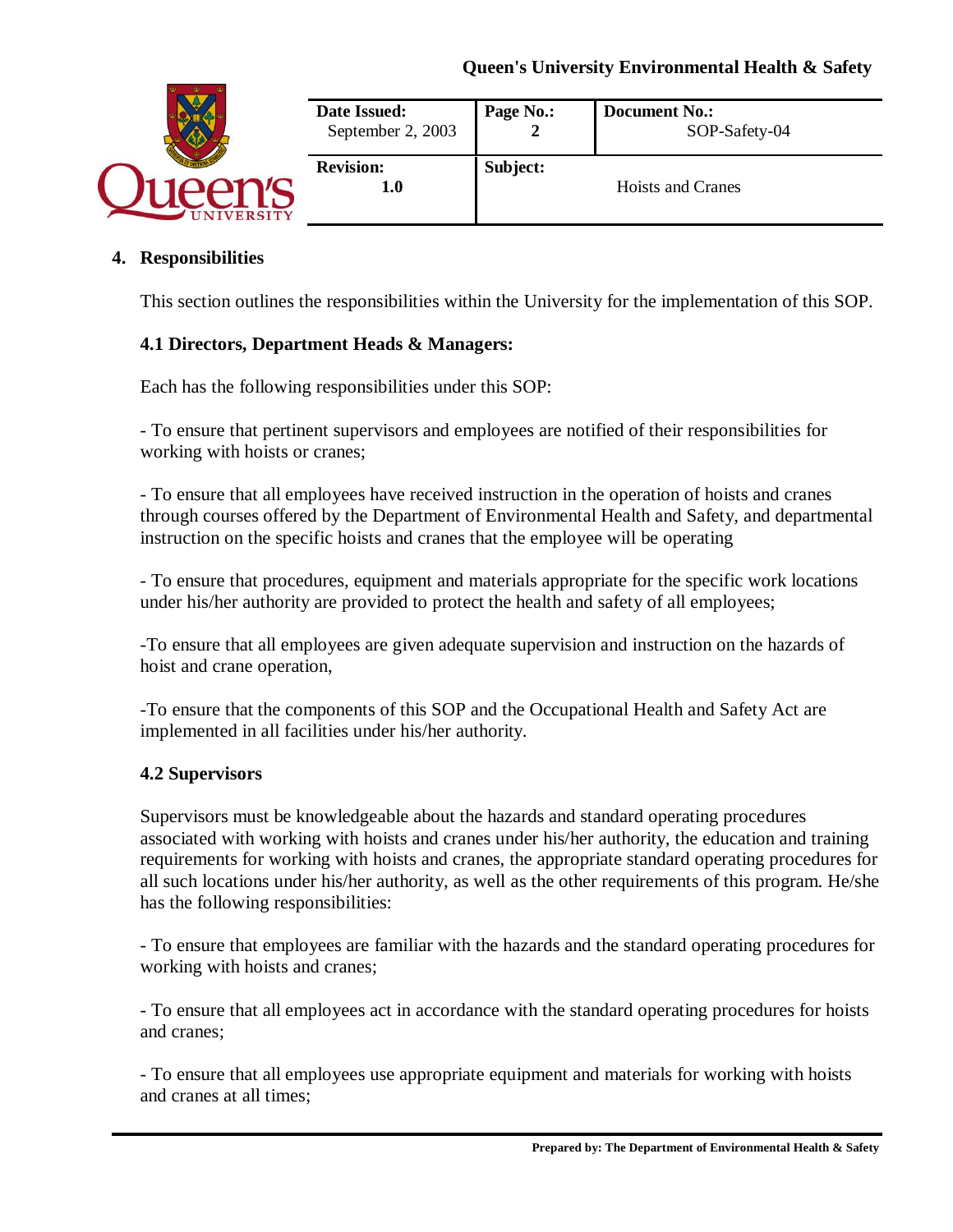## 4. Responsibilities

This section outlines the responsibilities within the University for the implementation of this SOP.

### 4.1 Directors, Department Heads & Managers:

Each has the following responsibilities under this SOP:

- To ensure that pertinent supervisors and employees are notified of their responsibilities for working with hoists or cranes;

- To ensure that all employees have received instruction in the operation of hoists and cranes through courses offered by the Department of Environmental Health and Safety, and departmental instruction on the specific hoists and cranes that the employee will be operating

- To ensure that procedures, equipment and materials appropriate for the specific work locations under his/her authority are provided to protect the health and safety of all employees;

-To ensure that all employees are given adequate supervision and instruction on the hazards of hoist and crane operation,

-To ensure that the components of this SOP and the Occupational Health and Safety Act are implemented in all facilities under his/her authority.

### 4.2 Supervisors

Supervisors must be knowledgeable about the hazards and standard operating procedures associated with working with hoists and cranes under his/her authority, the education and training requirements for working with hoists and cranes, the appropriate standard operating procedures for all such locations under his/her authority, as well as the other requirements of this program. He/she has the following responsibilities:

- To ensure that employees are familiar with the hazards and the standard operating procedures for working with hoists and cranes;

- To ensure that all employees act in accordance with the standard operating procedures for hoists and cranes;

- To ensure that all employees use appropriate equipment and materials for working with hoists and cranes at all times;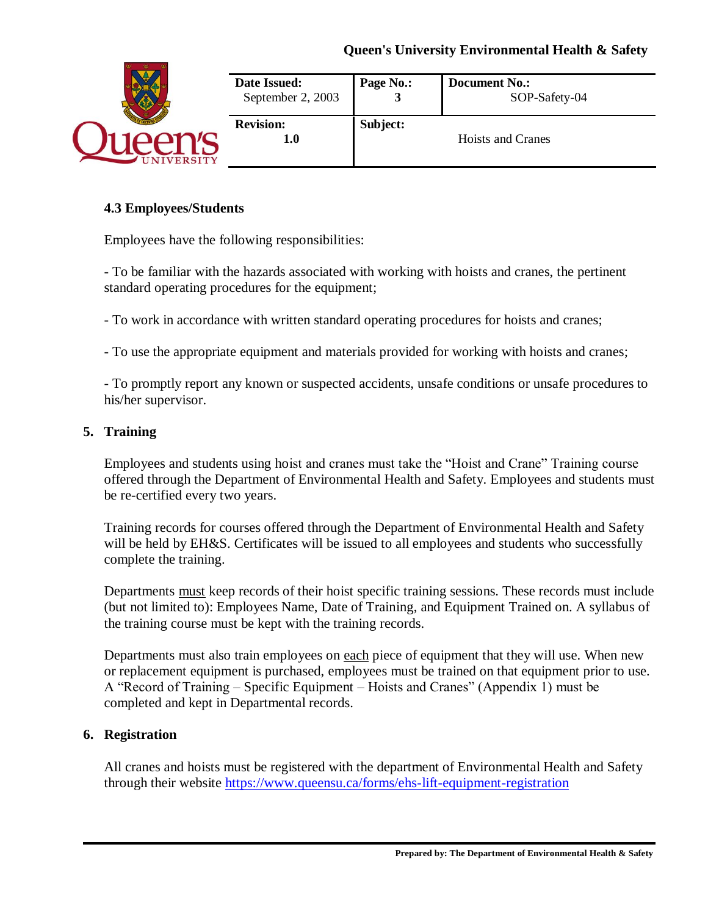### 4.3 Employees/Students

Employees have the following responsibilities:

- To be familiar with the hazards associated with working with hoists and cranes, the pertinent standard operating procedures for the equipment;

- To work in accordance with written standard operating procedures for hoists and cranes;

- To use the appropriate equipment and materials provided for working with hoists and cranes;

- To promptly report any known or suspected accidents, unsafe conditions or unsafe procedures to his/her supervisor.

## 5. Training

Employees and students using hoist and cranes must take the "Hoist and Crane" Training course offered through the Department of Environmental Health and Safety. Employees and students must be re-certified every two years.

Training records for courses offered through the Department of Environmental Health and Safety will be held by EH&S. Certificates will be issued to all employees and students who successfully complete the training.

Departments must keep records of their hoist specific training sessions. These records must include (but not limited to): Employees Name, Date of Training, and Equipment Trained on. A syllabus of the training course must be kept with the training records.

Departments must also train employees on each piece of equipment that they will use. When new or replacement equipment is purchased, employees must be trained on that equipment prior to use. A "Record of Training – Specific Equipment – Hoists and Cranes" (Appendix 1) must be completed and kept in Departmental records.

## 6. Registration

All cranes and hoists must be registered with the department of Environmental Health and Safety through their website https://www.queensu.ca/forms/ehs-lift-equipment-registration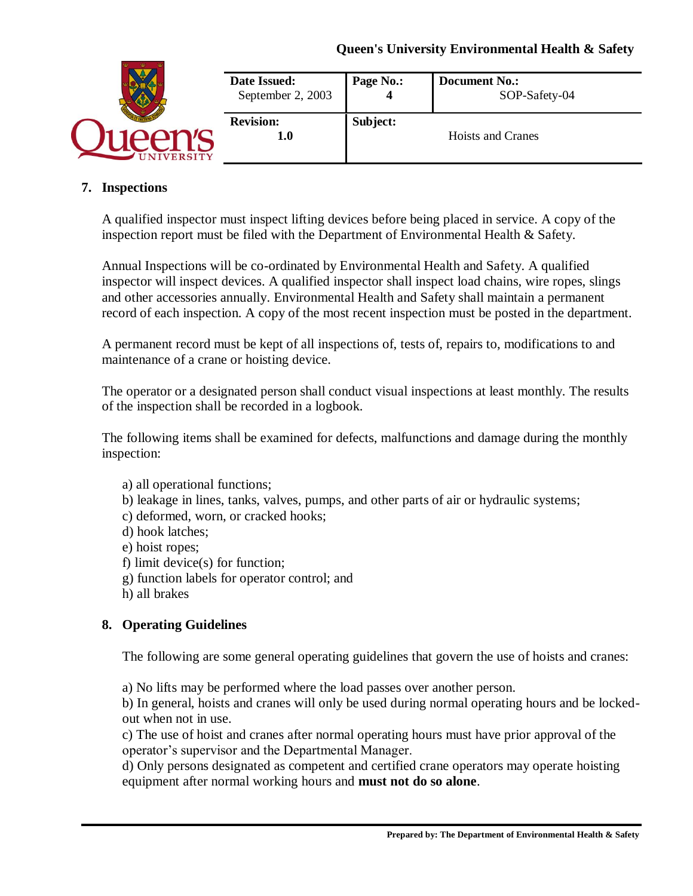## 7. Inspections

A qualified inspector must inspect lifting devices before being placed in service. A copy of the inspection report must be filed with the Department of Environmental Health & Safety.

Annual Inspections will be co-ordinated by Environmental Health and Safety. A qualified inspector will inspect devices. A qualified inspector shall inspect load chains, wire ropes, slings and other accessories annually. Environmental Health and Safety shall maintain a permanent record of each inspection. A copy of the most recent inspection must be posted in the department.

A permanent record must be kept of all inspections of, tests of, repairs to, modifications to and maintenance of a crane or hoisting device.

The operator or a designated person shall conduct visual inspections at least monthly. The results of the inspection shall be recorded in a logbook.

The following items shall be examined for defects, malfunctions and damage during the monthly inspection:

a) all operational functions;
b) leakage in lines, tanks, valves, pumps, and other parts of air or hydraulic systems;
c) deformed, worn, or cracked hooks;
d) hook latches;
e) hoist ropes;
f) limit device(s) for function;
g) function labels for operator control; and
h) all brakes

## 8. Operating Guidelines

The following are some general operating guidelines that govern the use of hoists and cranes:

a) No lifts may be performed where the load passes over another person.
b) In general, hoists and cranes will only be used during normal operating hours and be locked-out when not in use.
c) The use of hoist and cranes after normal operating hours must have prior approval of the operator's supervisor and the Departmental Manager.
d) Only persons designated as competent and certified crane operators may operate hoisting equipment after normal working hours and **must not do so alone**.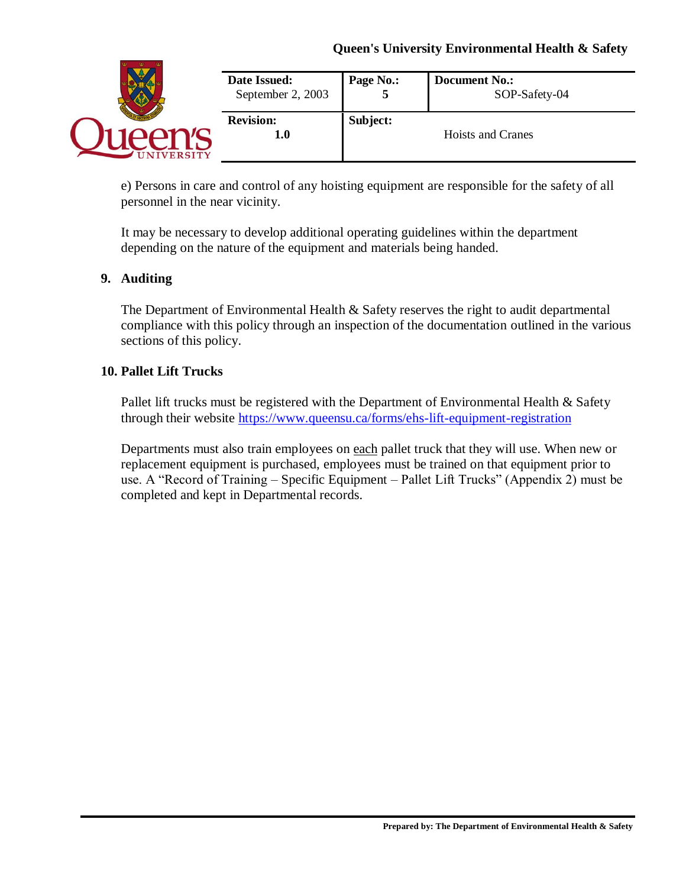e) Persons in care and control of any hoisting equipment are responsible for the safety of all personnel in the near vicinity.

It may be necessary to develop additional operating guidelines within the department depending on the nature of the equipment and materials being handed.

## 9. Auditing

The Department of Environmental Health & Safety reserves the right to audit departmental compliance with this policy through an inspection of the documentation outlined in the various sections of this policy.

## 10. Pallet Lift Trucks

Pallet lift trucks must be registered with the Department of Environmental Health & Safety through their website [https://www.queensu.ca/forms/ehs-lift-equipment-registration](https://www.queensu.ca/forms/ehs-lift-equipment-registration)

Departments must also train employees on each pallet truck that they will use. When new or replacement equipment is purchased, employees must be trained on that equipment prior to use. A "Record of Training – Specific Equipment – Pallet Lift Trucks" (Appendix 2) must be completed and kept in Departmental records.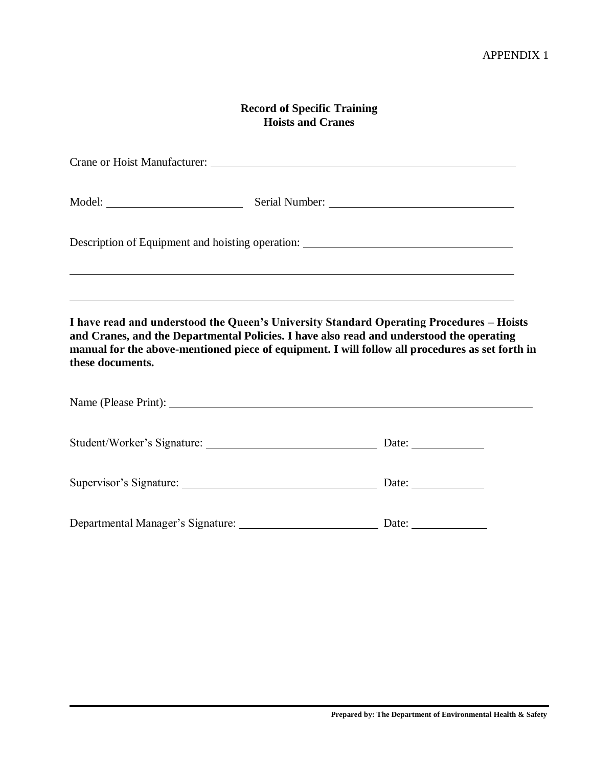APPENDIX 1

**Record of Specific Training**
**Hoists and Cranes**

Crane or Hoist Manufacturer: ______________________________________________

Model: ______________________ Serial Number: ______________________________

Description of Equipment and hoisting operation: ___________________________________

______________________________________________________________________

______________________________________________________________________

**I have read and understood the Queen's University Standard Operating Procedures – Hoists and Cranes, and the Departmental Policies. I have also read and understood the operating manual for the above-mentioned piece of equipment. I will follow all procedures as set forth in these documents.**

Name (Please Print): _________________________________________________

Student/Worker's Signature: ____________________________ Date: ____________

Supervisor's Signature: ________________________________ Date: ____________

Departmental Manager's Signature: _______________________ Date: ____________

Prepared by: The Department of Environmental Health & Safety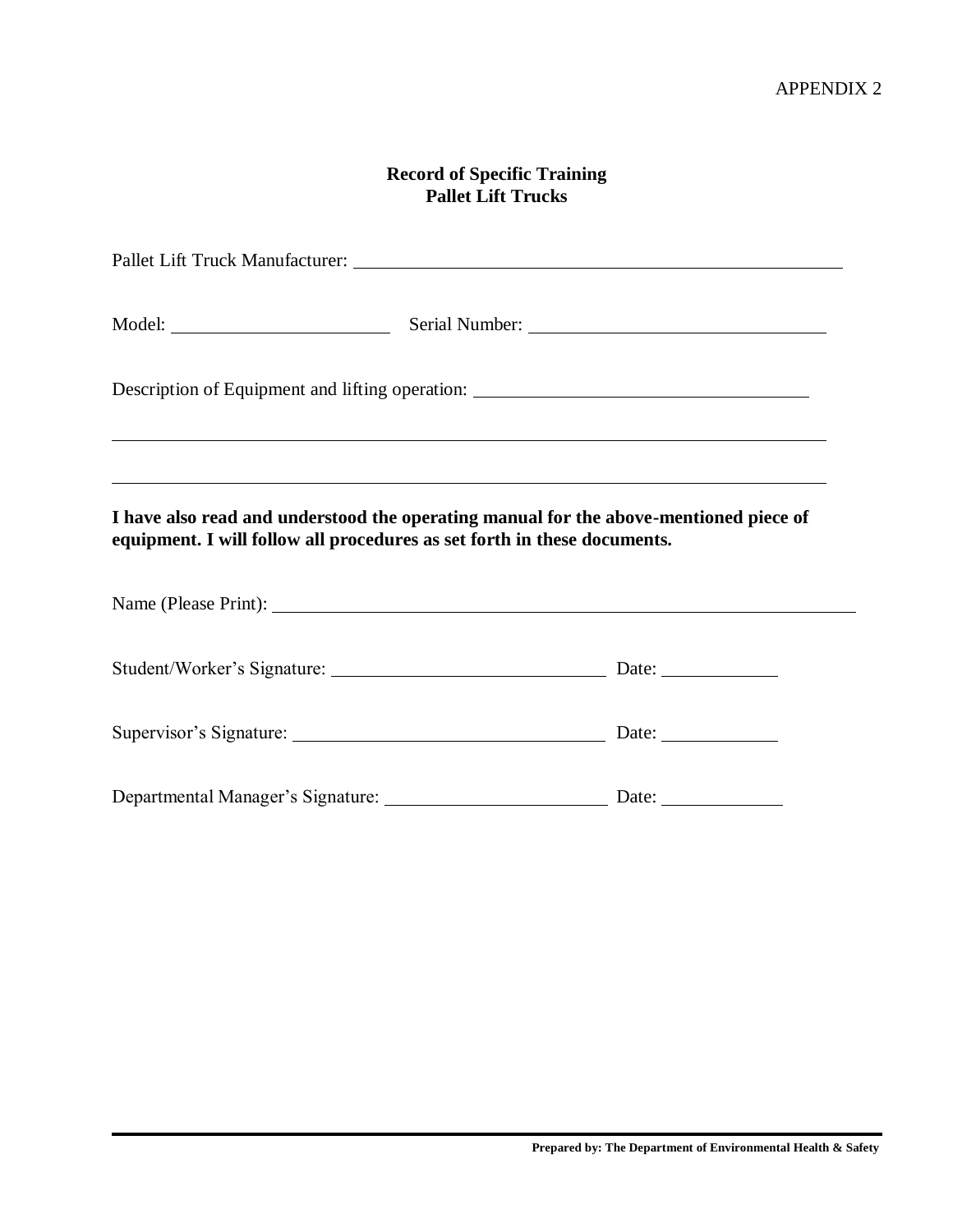APPENDIX 2

## Record of Specific Training
## Pallet Lift Trucks

Pallet Lift Truck Manufacturer: ______________________________________________

Model: ______________________ Serial Number: ______________________________

Description of Equipment and lifting operation: ___________________________________

______________________________________________________________________

______________________________________________________________________

**I have also read and understood the operating manual for the above-mentioned piece of equipment. I will follow all procedures as set forth in these documents.**

Name (Please Print): ____________________________________________________

Student/Worker's Signature: ____________________________ Date: ___________

Supervisor's Signature: ________________________________ Date: ___________

Departmental Manager's Signature: _______________________ Date: ___________

**Prepared by: The Department of Environmental Health & Safety**